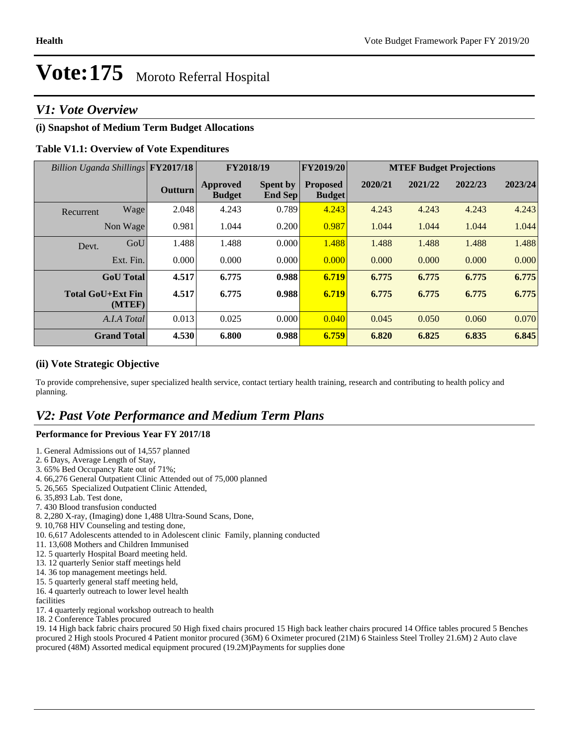# Vote:175 Moroto Referral Hospital

## V1: Vote Overview

### (i) Snapshot of Medium Term Budget Allocations

**Table V1.1: Overview of Vote Expenditures**

| *Billion Uganda Shillings* | | FY2017/18 | FY2018/19 | | FY2019/20 | MTEF Budget Projections | | | |
|---|---|---|---|---|---|---|---|---|---|
| | | Outturn | Approved Budget | Spent by End Sep | Proposed Budget | 2020/21 | 2021/22 | 2022/23 | 2023/24 |
| Recurrent | Wage | 2.048 | 4.243 | 0.789 | 4.243 | 4.243 | 4.243 | 4.243 | 4.243 |
| | Non Wage | 0.981 | 1.044 | 0.200 | 0.987 | 1.044 | 1.044 | 1.044 | 1.044 |
| Devt. | GoU | 1.488 | 1.488 | 0.000 | 1.488 | 1.488 | 1.488 | 1.488 | 1.488 |
| | Ext. Fin. | 0.000 | 0.000 | 0.000 | 0.000 | 0.000 | 0.000 | 0.000 | 0.000 |
| | **GoU Total** | **4.517** | **6.775** | **0.988** | **6.719** | **6.775** | **6.775** | **6.775** | **6.775** |
| | **Total GoU+Ext Fin (MTEF)** | **4.517** | **6.775** | **0.988** | **6.719** | **6.775** | **6.775** | **6.775** | **6.775** |
| | *A.I.A Total* | 0.013 | 0.025 | 0.000 | 0.040 | 0.045 | 0.050 | 0.060 | 0.070 |
| | **Grand Total** | **4.530** | **6.800** | **0.988** | **6.759** | **6.820** | **6.825** | **6.835** | **6.845** |

### (ii) Vote Strategic Objective

To provide comprehensive, super specialized health service, contact tertiary health training, research and contributing to health policy and planning.

## V2: Past Vote Performance and Medium Term Plans

**Performance for Previous Year FY 2017/18**

1. General Admissions out of 14,557 planned
2. 6 Days, Average Length of Stay,
3. 65% Bed Occupancy Rate out of 71%;
4. 66,276 General Outpatient Clinic Attended out of 75,000 planned
5. 26,565 Specialized Outpatient Clinic Attended,
6. 35,893 Lab. Test done,
7. 430 Blood transfusion conducted
8. 2,280 X-ray, (Imaging) done 1,488 Ultra-Sound Scans, Done,
9. 10,768 HIV Counseling and testing done,
10. 6,617 Adolescents attended to in Adolescent clinic Family, planning conducted
11. 13,608 Mothers and Children Immunised
12. 5 quarterly Hospital Board meeting held.
13. 12 quarterly Senior staff meetings held
14. 36 top management meetings held.
15. 5 quarterly general staff meeting held,
16. 4 quarterly outreach to lower level health
facilities
17. 4 quarterly regional workshop outreach to health
18. 2 Conference Tables procured
19. 14 High back fabric chairs procured 50 High fixed chairs procured 15 High back leather chairs procured 14 Office tables procured 5 Benches procured 2 High stools Procured 4 Patient monitor procured (36M) 6 Oximeter procured (21M) 6 Stainless Steel Trolley 21.6M) 2 Auto clave procured (48M) Assorted medical equipment procured (19.2M)Payments for supplies done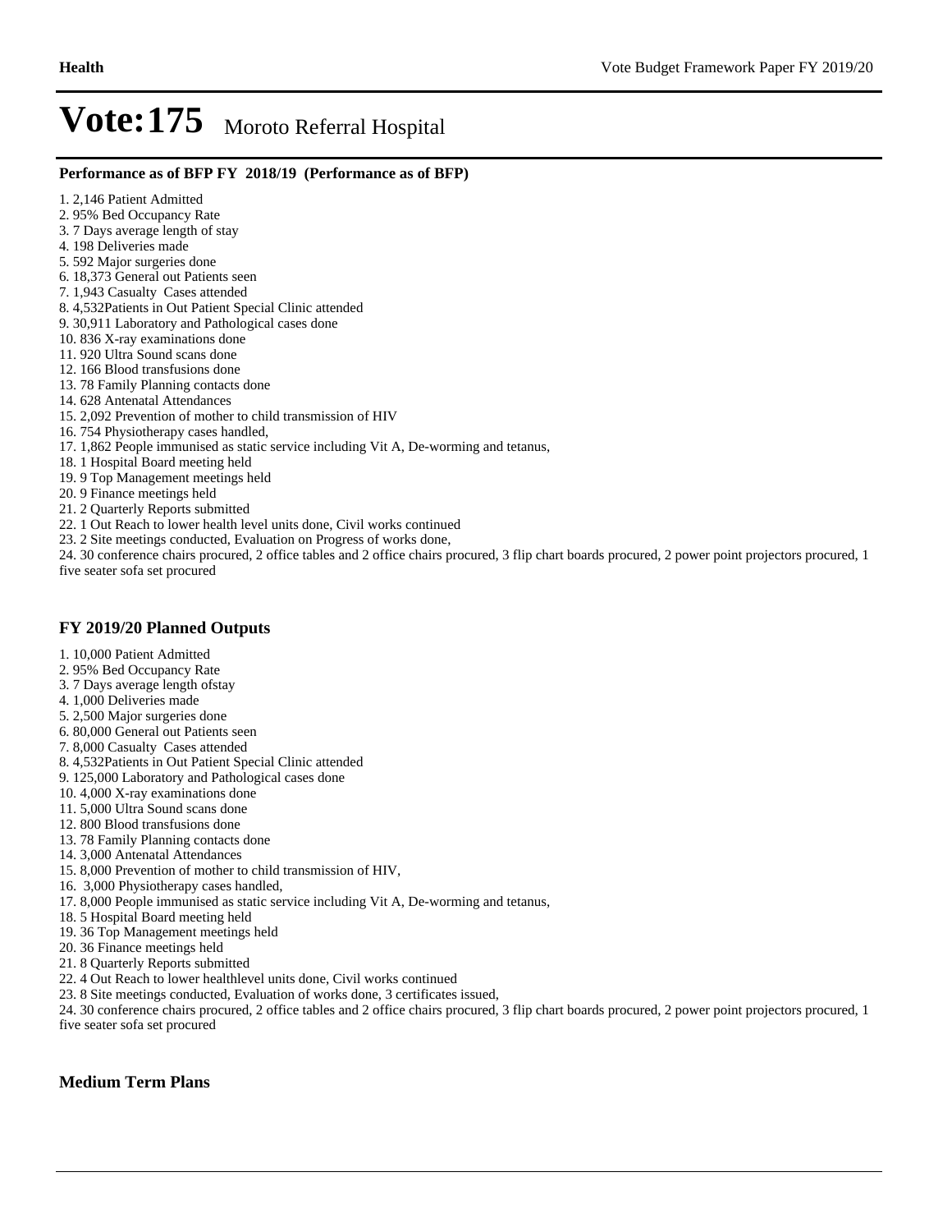# Vote:175 Moroto Referral Hospital

**Performance as of BFP FY 2018/19 (Performance as of BFP)**

1. 2,146 Patient Admitted
2. 95% Bed Occupancy Rate
3. 7 Days average length of stay
4. 198 Deliveries made
5. 592 Major surgeries done
6. 18,373 General out Patients seen
7. 1,943 Casualty Cases attended
8. 4,532Patients in Out Patient Special Clinic attended
9. 30,911 Laboratory and Pathological cases done
10. 836 X-ray examinations done
11. 920 Ultra Sound scans done
12. 166 Blood transfusions done
13. 78 Family Planning contacts done
14. 628 Antenatal Attendances
15. 2,092 Prevention of mother to child transmission of HIV
16. 754 Physiotherapy cases handled,
17. 1,862 People immunised as static service including Vit A, De-worming and tetanus,
18. 1 Hospital Board meeting held
19. 9 Top Management meetings held
20. 9 Finance meetings held
21. 2 Quarterly Reports submitted
22. 1 Out Reach to lower health level units done, Civil works continued
23. 2 Site meetings conducted, Evaluation on Progress of works done,
24. 30 conference chairs procured, 2 office tables and 2 office chairs procured, 3 flip chart boards procured, 2 power point projectors procured, 1 five seater sofa set procured

## FY 2019/20 Planned Outputs

1. 10,000 Patient Admitted
2. 95% Bed Occupancy Rate
3. 7 Days average length ofstay
4. 1,000 Deliveries made
5. 2,500 Major surgeries done
6. 80,000 General out Patients seen
7. 8,000 Casualty Cases attended
8. 4,532Patients in Out Patient Special Clinic attended
9. 125,000 Laboratory and Pathological cases done
10. 4,000 X-ray examinations done
11. 5,000 Ultra Sound scans done
12. 800 Blood transfusions done
13. 78 Family Planning contacts done
14. 3,000 Antenatal Attendances
15. 8,000 Prevention of mother to child transmission of HIV,
16. 3,000 Physiotherapy cases handled,
17. 8,000 People immunised as static service including Vit A, De-worming and tetanus,
18. 5 Hospital Board meeting held
19. 36 Top Management meetings held
20. 36 Finance meetings held
21. 8 Quarterly Reports submitted
22. 4 Out Reach to lower healthlevel units done, Civil works continued
23. 8 Site meetings conducted, Evaluation of works done, 3 certificates issued,
24. 30 conference chairs procured, 2 office tables and 2 office chairs procured, 3 flip chart boards procured, 2 power point projectors procured, 1 five seater sofa set procured

## Medium Term Plans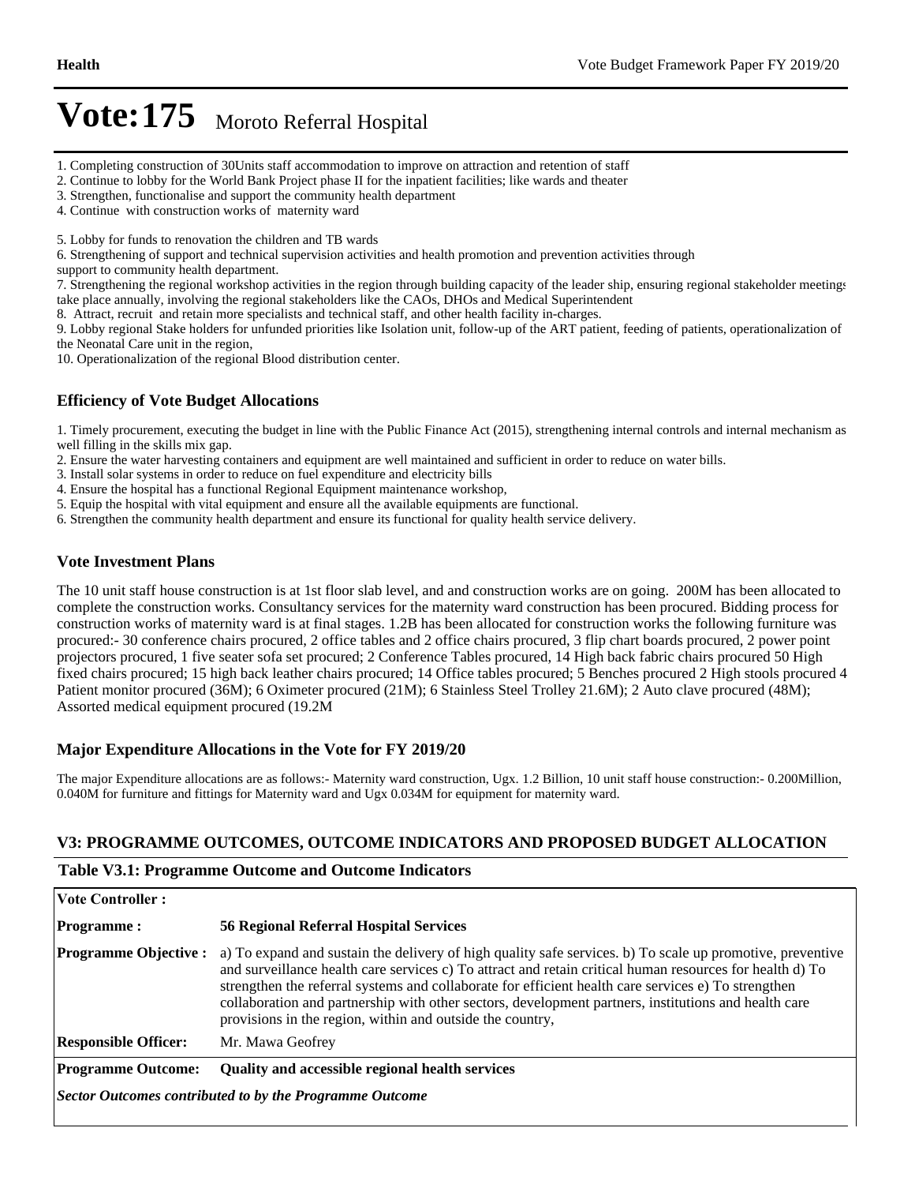# Vote:175 Moroto Referral Hospital

1. Completing construction of 30Units staff accommodation to improve on attraction and retention of staff
2. Continue to lobby for the World Bank Project phase II for the inpatient facilities; like wards and theater
3. Strengthen, functionalise and support the community health department
4. Continue with construction works of maternity ward

5. Lobby for funds to renovation the children and TB wards
6. Strengthening of support and technical supervision activities and health promotion and prevention activities through support to community health department.
7. Strengthening the regional workshop activities in the region through building capacity of the leader ship, ensuring regional stakeholder meetings take place annually, involving the regional stakeholders like the CAOs, DHOs and Medical Superintendent
8. Attract, recruit and retain more specialists and technical staff, and other health facility in-charges.
9. Lobby regional Stake holders for unfunded priorities like Isolation unit, follow-up of the ART patient, feeding of patients, operationalization of the Neonatal Care unit in the region,
10. Operationalization of the regional Blood distribution center.

### Efficiency of Vote Budget Allocations

1. Timely procurement, executing the budget in line with the Public Finance Act (2015), strengthening internal controls and internal mechanism as well filling in the skills mix gap.
2. Ensure the water harvesting containers and equipment are well maintained and sufficient in order to reduce on water bills.
3. Install solar systems in order to reduce on fuel expenditure and electricity bills
4. Ensure the hospital has a functional Regional Equipment maintenance workshop,
5. Equip the hospital with vital equipment and ensure all the available equipments are functional.
6. Strengthen the community health department and ensure its functional for quality health service delivery.

### Vote Investment Plans

The 10 unit staff house construction is at 1st floor slab level, and and construction works are on going. 200M has been allocated to complete the construction works. Consultancy services for the maternity ward construction has been procured. Bidding process for construction works of maternity ward is at final stages. 1.2B has been allocated for construction works the following furniture was procured:- 30 conference chairs procured, 2 office tables and 2 office chairs procured, 3 flip chart boards procured, 2 power point projectors procured, 1 five seater sofa set procured; 2 Conference Tables procured, 14 High back fabric chairs procured 50 High fixed chairs procured; 15 high back leather chairs procured; 14 Office tables procured; 5 Benches procured 2 High stools procured 4 Patient monitor procured (36M); 6 Oximeter procured (21M); 6 Stainless Steel Trolley 21.6M); 2 Auto clave procured (48M); Assorted medical equipment procured (19.2M

### Major Expenditure Allocations in the Vote for FY 2019/20

The major Expenditure allocations are as follows:- Maternity ward construction, Ugx. 1.2 Billion, 10 unit staff house construction:- 0.200Million, 0.040M for furniture and fittings for Maternity ward and Ugx 0.034M for equipment for maternity ward.

### V3: PROGRAMME OUTCOMES, OUTCOME INDICATORS AND PROPOSED BUDGET ALLOCATION

**Table V3.1: Programme Outcome and Outcome Indicators**

| | |
|---|---|
| **Vote Controller :** | |
| **Programme :** | **56 Regional Referral Hospital Services** |
| **Programme Objective :** | a) To expand and sustain the delivery of high quality safe services. b) To scale up promotive, preventive and surveillance health care services c) To attract and retain critical human resources for health d) To strengthen the referral systems and collaborate for efficient health care services e) To strengthen collaboration and partnership with other sectors, development partners, institutions and health care provisions in the region, within and outside the country, |
| **Responsible Officer:** | Mr. Mawa Geofrey |
| **Programme Outcome:** | **Quality and accessible regional health services** |
| ***Sector Outcomes contributed to by the Programme Outcome*** | |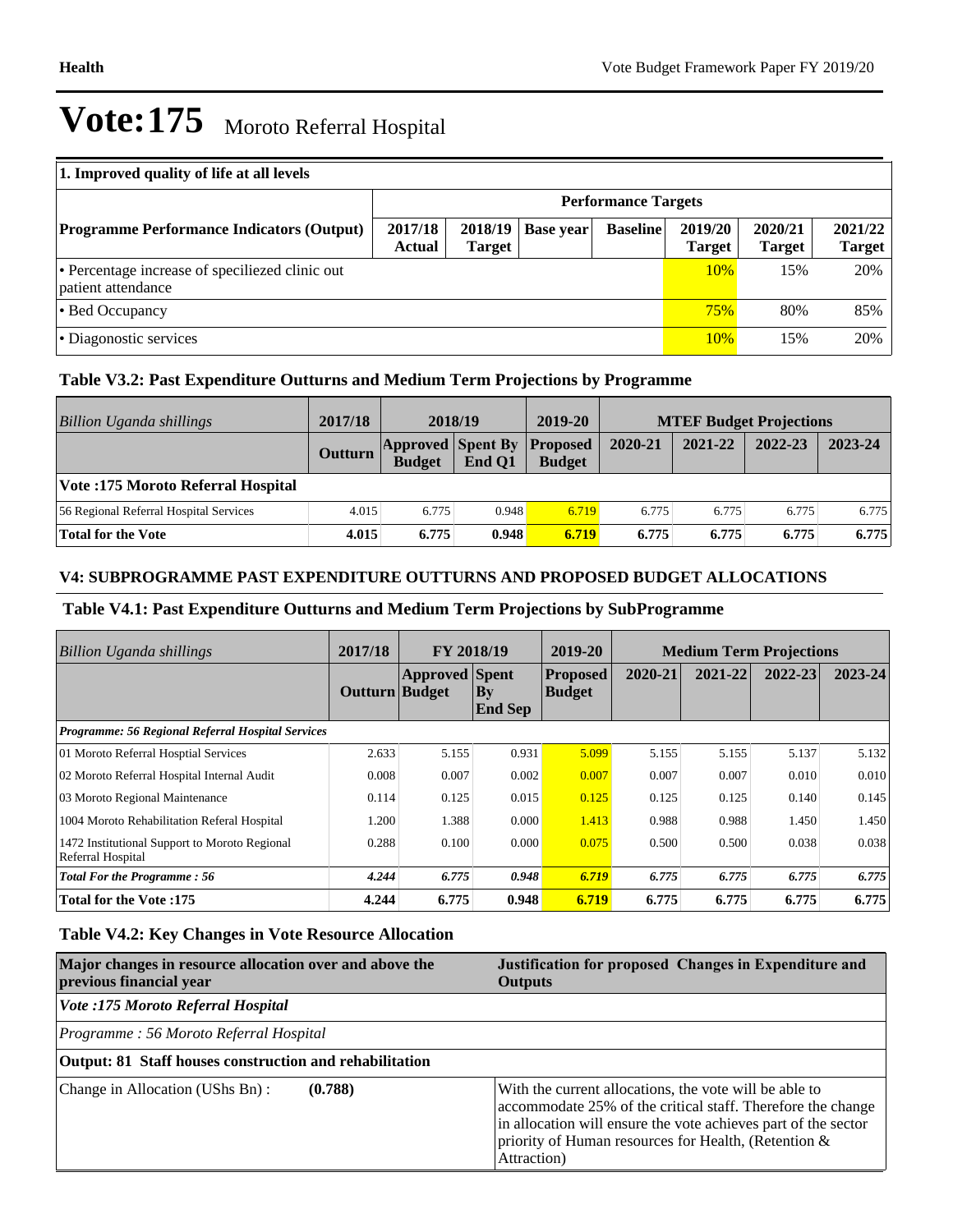# Vote:175 Moroto Referral Hospital

| 1. Improved quality of life at all levels | | | | | | | |
|---|---|---|---|---|---|---|---|
| | Performance Targets | | | | | | |
| **Programme Performance Indicators (Output)** | **2017/18 Actual** | **2018/19 Target** | **Base year** | **Baseline** | **2019/20 Target** | **2020/21 Target** | **2021/22 Target** |
| • Percentage increase of speciliezed clinic out patient attendance | | | | | 10% | 15% | 20% |
| • Bed Occupancy | | | | | 75% | 80% | 85% |
| • Diagonostic services | | | | | 10% | 15% | 20% |

## Table V3.2: Past Expenditure Outturns and Medium Term Projections by Programme

| *Billion Uganda shillings* | 2017/18 | 2018/19 | | 2019-20 | MTEF Budget Projections | | | |
|---|---|---|---|---|---|---|---|---|
| | **Outturn** | **Approved Budget** | **Spent By End Q1** | **Proposed Budget** | **2020-21** | **2021-22** | **2022-23** | **2023-24** |
| **Vote :175 Moroto Referral Hospital** | | | | | | | | |
| 56 Regional Referral Hospital Services | 4.015 | 6.775 | 0.948 | 6.719 | 6.775 | 6.775 | 6.775 | 6.775 |
| **Total for the Vote** | **4.015** | **6.775** | **0.948** | **6.719** | **6.775** | **6.775** | **6.775** | **6.775** |

## V4: SUBPROGRAMME PAST EXPENDITURE OUTTURNS AND PROPOSED BUDGET ALLOCATIONS

### Table V4.1: Past Expenditure Outturns and Medium Term Projections by SubProgramme

| *Billion Uganda shillings* | 2017/18 | FY 2018/19 | | 2019-20 | Medium Term Projections | | | |
|---|---|---|---|---|---|---|---|---|
| | **Outturn** | **Approved Budget** | **Spent By End Sep** | **Proposed Budget** | **2020-21** | **2021-22** | **2022-23** | **2023-24** |
| ***Programme: 56 Regional Referral Hospital Services*** | | | | | | | | |
| 01 Moroto Referral Hosptial Services | 2.633 | 5.155 | 0.931 | 5.099 | 5.155 | 5.155 | 5.137 | 5.132 |
| 02 Moroto Referral Hospital Internal Audit | 0.008 | 0.007 | 0.002 | 0.007 | 0.007 | 0.007 | 0.010 | 0.010 |
| 03 Moroto Regional Maintenance | 0.114 | 0.125 | 0.015 | 0.125 | 0.125 | 0.125 | 0.140 | 0.145 |
| 1004 Moroto Rehabilitation Referal Hospital | 1.200 | 1.388 | 0.000 | 1.413 | 0.988 | 0.988 | 1.450 | 1.450 |
| 1472 Institutional Support to Moroto Regional Referral Hospital | 0.288 | 0.100 | 0.000 | 0.075 | 0.500 | 0.500 | 0.038 | 0.038 |
| ***Total For the Programme : 56*** | ***4.244*** | ***6.775*** | ***0.948*** | ***6.719*** | ***6.775*** | ***6.775*** | ***6.775*** | ***6.775*** |
| **Total for the Vote :175** | **4.244** | **6.775** | **0.948** | **6.719** | **6.775** | **6.775** | **6.775** | **6.775** |

### Table V4.2: Key Changes in Vote Resource Allocation

| **Major changes in resource allocation over and above the previous financial year** | **Justification for proposed Changes in Expenditure and Outputs** |
|---|---|
| ***Vote :175 Moroto Referral Hospital*** | |
| *Programme : 56 Moroto Referral Hospital* | |
| **Output: 81 Staff houses construction and rehabilitation** | |
| Change in Allocation (UShs Bn) : **(0.788)** | With the current allocations, the vote will be able to accommodate 25% of the critical staff. Therefore the change in allocation will ensure the vote achieves part of the sector priority of Human resources for Health, (Retention & Attraction) |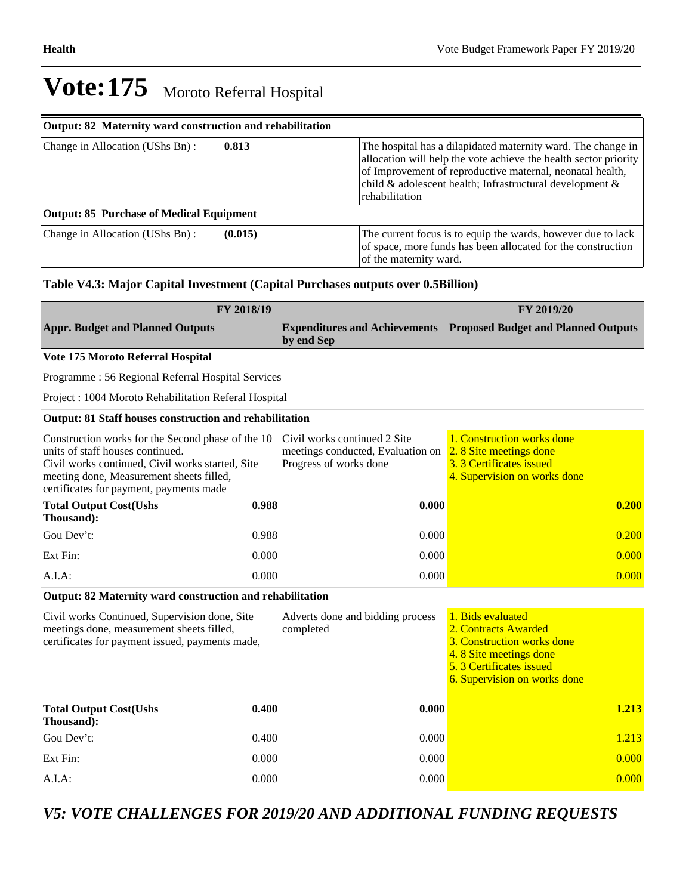# Vote:175 Moroto Referral Hospital

| Output: 82 Maternity ward construction and rehabilitation | | |
|---|---|---|
| Change in Allocation (UShs Bn) : | **0.813** | The hospital has a dilapidated maternity ward. The change in allocation will help the vote achieve the health sector priority of Improvement of reproductive maternal, neonatal health, child & adolescent health; Infrastructural development & rehabilitation |
| **Output: 85 Purchase of Medical Equipment** | | |
| Change in Allocation (UShs Bn) : | **(0.015)** | The current focus is to equip the wards, however due to lack of space, more funds has been allocated for the construction of the maternity ward. |

### Table V4.3: Major Capital Investment (Capital Purchases outputs over 0.5Billion)

| FY 2018/19 | | | FY 2019/20 |
|---|---|---|---|
| **Appr. Budget and Planned Outputs** | | **Expenditures and Achievements by end Sep** | **Proposed Budget and Planned Outputs** |
| **Vote 175 Moroto Referral Hospital** | | | |
| Programme : 56 Regional Referral Hospital Services | | | |
| Project : 1004 Moroto Rehabilitation Referal Hospital | | | |
| **Output: 81 Staff houses construction and rehabilitation** | | | |
| Construction works for the Second phase of the 10 units of staff houses continued.<br>Civil works continued, Civil works started, Site meeting done, Measurement sheets filled, certificates for payment, payments made | | Civil works continued 2 Site meetings conducted, Evaluation on Progress of works done | 1. Construction works done<br>2. 8 Site meetings done<br>3. 3 Certificates issued<br>4. Supervision on works done |
| **Total Output Cost(Ushs Thousand):** | **0.988** | **0.000** | **0.200** |
| Gou Dev't: | 0.988 | 0.000 | 0.200 |
| Ext Fin: | 0.000 | 0.000 | 0.000 |
| A.I.A: | 0.000 | 0.000 | 0.000 |
| **Output: 82 Maternity ward construction and rehabilitation** | | | |
| Civil works Continued, Supervision done, Site meetings done, measurement sheets filled, certificates for payment issued, payments made, | | Adverts done and bidding process completed | 1. Bids evaluated<br>2. Contracts Awarded<br>3. Construction works done<br>4. 8 Site meetings done<br>5. 3 Certificates issued<br>6. Supervision on works done |
| **Total Output Cost(Ushs Thousand):** | **0.400** | **0.000** | **1.213** |
| Gou Dev't: | 0.400 | 0.000 | 1.213 |
| Ext Fin: | 0.000 | 0.000 | 0.000 |
| A.I.A: | 0.000 | 0.000 | 0.000 |

## *V5: VOTE CHALLENGES FOR 2019/20 AND ADDITIONAL FUNDING REQUESTS*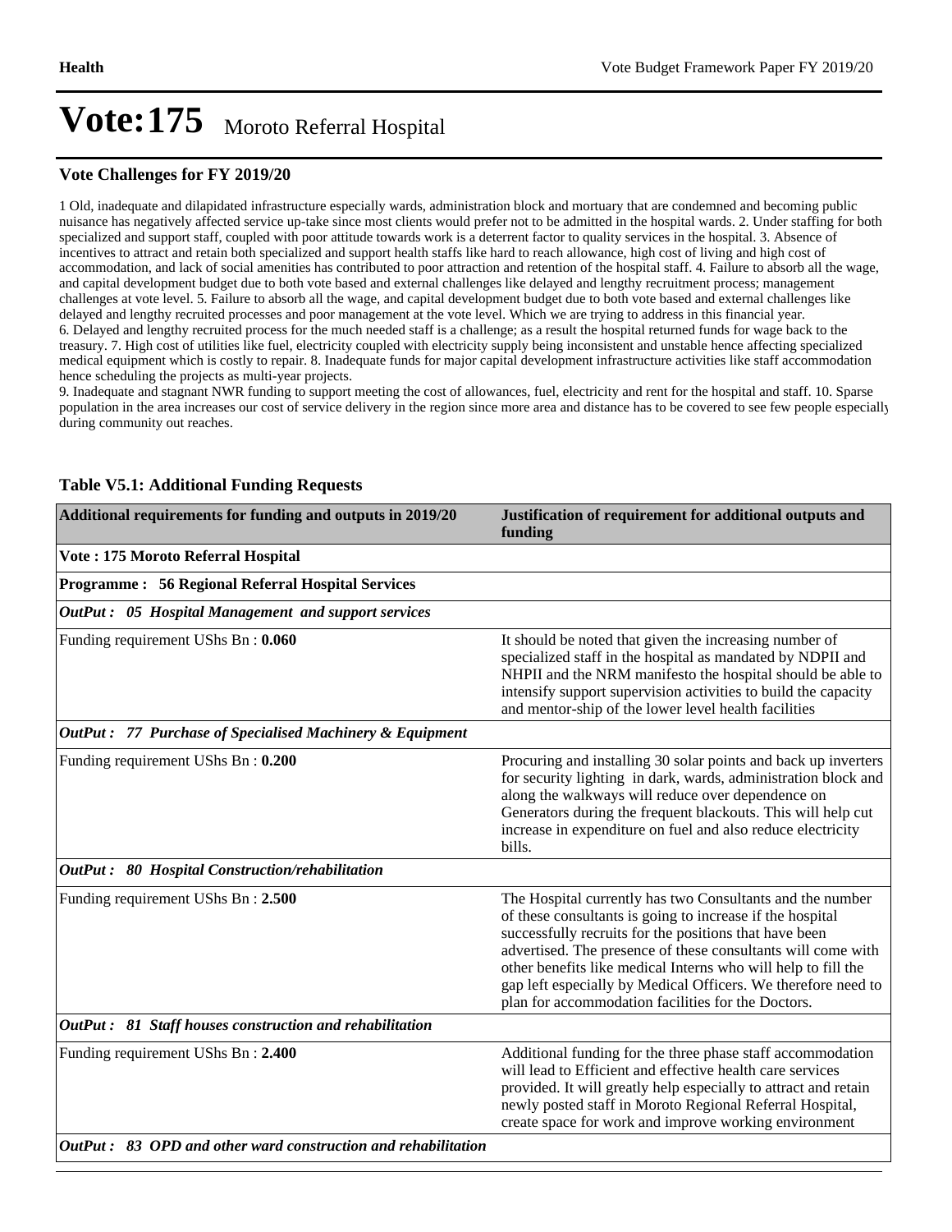# Vote:175 Moroto Referral Hospital

## Vote Challenges for FY 2019/20

1 Old, inadequate and dilapidated infrastructure especially wards, administration block and mortuary that are condemned and becoming public nuisance has negatively affected service up-take since most clients would prefer not to be admitted in the hospital wards. 2. Under staffing for both specialized and support staff, coupled with poor attitude towards work is a deterrent factor to quality services in the hospital. 3. Absence of incentives to attract and retain both specialized and support health staffs like hard to reach allowance, high cost of living and high cost of accommodation, and lack of social amenities has contributed to poor attraction and retention of the hospital staff. 4. Failure to absorb all the wage, and capital development budget due to both vote based and external challenges like delayed and lengthy recruitment process; management challenges at vote level. 5. Failure to absorb all the wage, and capital development budget due to both vote based and external challenges like delayed and lengthy recruited processes and poor management at the vote level. Which we are trying to address in this financial year.
6. Delayed and lengthy recruited process for the much needed staff is a challenge; as a result the hospital returned funds for wage back to the treasury. 7. High cost of utilities like fuel, electricity coupled with electricity supply being inconsistent and unstable hence affecting specialized medical equipment which is costly to repair. 8. Inadequate funds for major capital development infrastructure activities like staff accommodation hence scheduling the projects as multi-year projects.
9. Inadequate and stagnant NWR funding to support meeting the cost of allowances, fuel, electricity and rent for the hospital and staff. 10. Sparse population in the area increases our cost of service delivery in the region since more area and distance has to be covered to see few people especially during community out reaches.

## Table V5.1: Additional Funding Requests

| Additional requirements for funding and outputs in 2019/20 | Justification of requirement for additional outputs and funding |
|---|---|
| **Vote : 175 Moroto Referral Hospital** | |
| **Programme : 56 Regional Referral Hospital Services** | |
| ***OutPut : 05 Hospital Management and support services*** | |
| Funding requirement UShs Bn : **0.060** | It should be noted that given the increasing number of specialized staff in the hospital as mandated by NDPII and NHPII and the NRM manifesto the hospital should be able to intensify support supervision activities to build the capacity and mentor-ship of the lower level health facilities |
| ***OutPut : 77 Purchase of Specialised Machinery & Equipment*** | |
| Funding requirement UShs Bn : **0.200** | Procuring and installing 30 solar points and back up inverters for security lighting in dark, wards, administration block and along the walkways will reduce over dependence on Generators during the frequent blackouts. This will help cut increase in expenditure on fuel and also reduce electricity bills. |
| ***OutPut : 80 Hospital Construction/rehabilitation*** | |
| Funding requirement UShs Bn : **2.500** | The Hospital currently has two Consultants and the number of these consultants is going to increase if the hospital successfully recruits for the positions that have been advertised. The presence of these consultants will come with other benefits like medical Interns who will help to fill the gap left especially by Medical Officers. We therefore need to plan for accommodation facilities for the Doctors. |
| ***OutPut : 81 Staff houses construction and rehabilitation*** | |
| Funding requirement UShs Bn : **2.400** | Additional funding for the three phase staff accommodation will lead to Efficient and effective health care services provided. It will greatly help especially to attract and retain newly posted staff in Moroto Regional Referral Hospital, create space for work and improve working environment |
| ***OutPut : 83 OPD and other ward construction and rehabilitation*** | |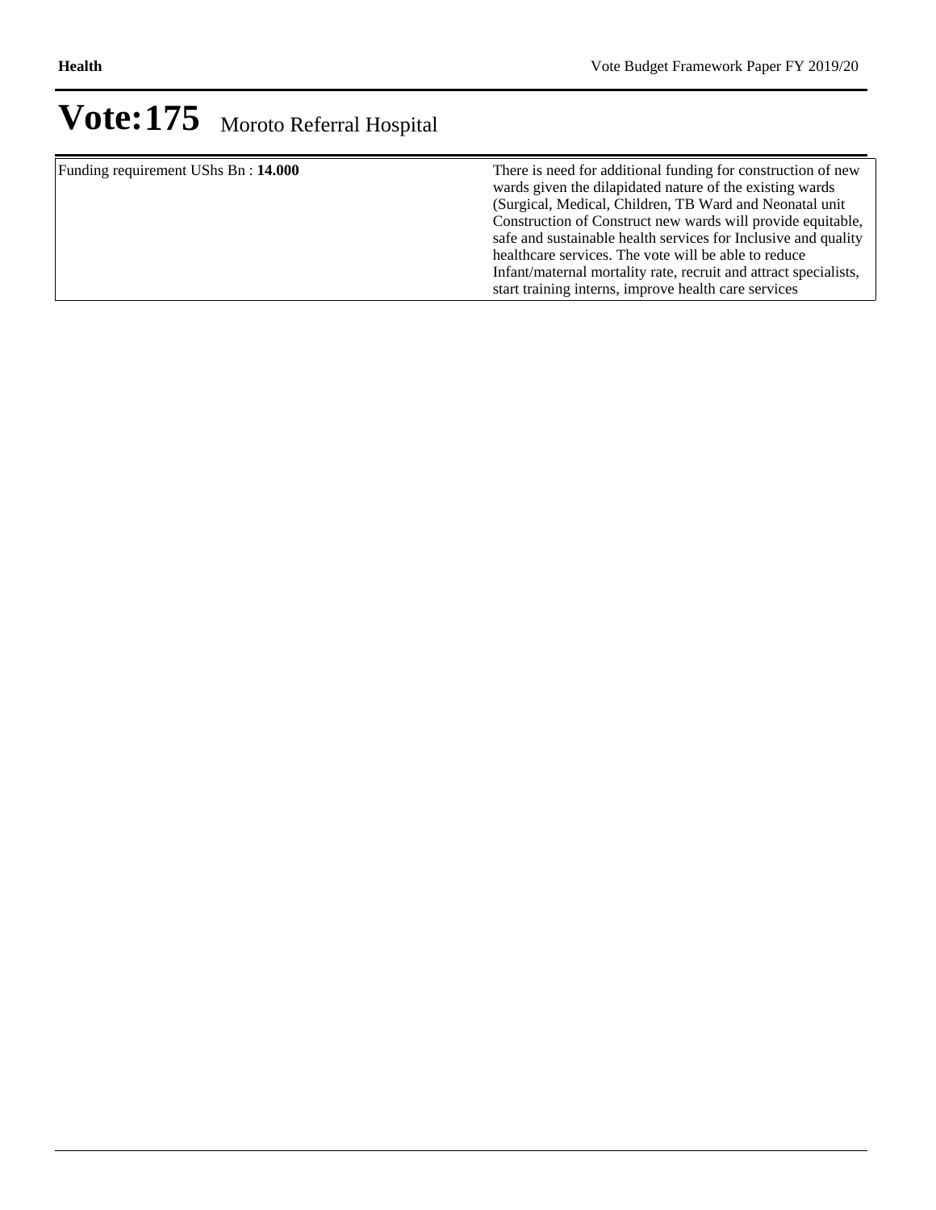# Vote:175 Moroto Referral Hospital

| | |
|---|---|
| Funding requirement UShs Bn : **14.000** | There is need for additional funding for construction of new wards given the dilapidated nature of the existing wards (Surgical, Medical, Children, TB Ward and Neonatal unit Construction of Construct new wards will provide equitable, safe and sustainable health services for Inclusive and quality healthcare services. The vote will be able to reduce Infant/maternal mortality rate, recruit and attract specialists, start training interns, improve health care services |